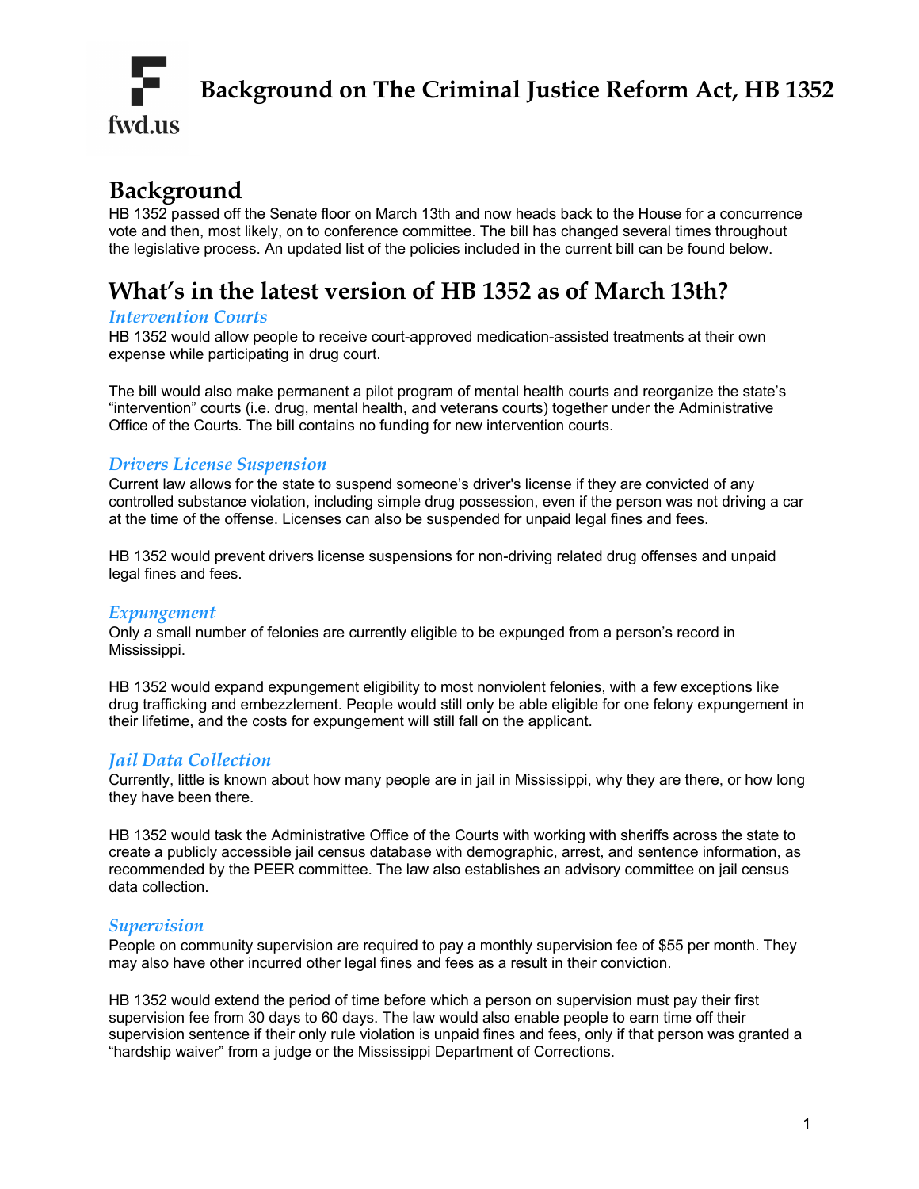fwd.us

# Background on The Criminal Justice Reform Act, HB 1352

## Background

HB 1352 passed off the Senate floor on March 13th and now heads back to the House for a concurrence vote and then, most likely, on to conference committee. The bill has changed several times throughout the legislative process. An updated list of the policies included in the current bill can be found below.

## What's in the latest version of HB 1352 as of March 13th?

### *Intervention Courts*

HB 1352 would allow people to receive court-approved medication-assisted treatments at their own expense while participating in drug court.

The bill would also make permanent a pilot program of mental health courts and reorganize the state's "intervention" courts (i.e. drug, mental health, and veterans courts) together under the Administrative Office of the Courts. The bill contains no funding for new intervention courts.

### *Drivers License Suspension*

Current law allows for the state to suspend someone's driver's license if they are convicted of any controlled substance violation, including simple drug possession, even if the person was not driving a car at the time of the offense. Licenses can also be suspended for unpaid legal fines and fees.

HB 1352 would prevent drivers license suspensions for non-driving related drug offenses and unpaid legal fines and fees.

### *Expungement*

Only a small number of felonies are currently eligible to be expunged from a person's record in Mississippi.

HB 1352 would expand expungement eligibility to most nonviolent felonies, with a few exceptions like drug trafficking and embezzlement. People would still only be able eligible for one felony expungement in their lifetime, and the costs for expungement will still fall on the applicant.

### *Jail Data Collection*

Currently, little is known about how many people are in jail in Mississippi, why they are there, or how long they have been there.

HB 1352 would task the Administrative Office of the Courts with working with sheriffs across the state to create a publicly accessible jail census database with demographic, arrest, and sentence information, as recommended by the PEER committee. The law also establishes an advisory committee on jail census data collection.

### *Supervision*

People on community supervision are required to pay a monthly supervision fee of $55 per month. They may also have other incurred other legal fines and fees as a result in their conviction.

HB 1352 would extend the period of time before which a person on supervision must pay their first supervision fee from 30 days to 60 days. The law would also enable people to earn time off their supervision sentence if their only rule violation is unpaid fines and fees, only if that person was granted a "hardship waiver" from a judge or the Mississippi Department of Corrections.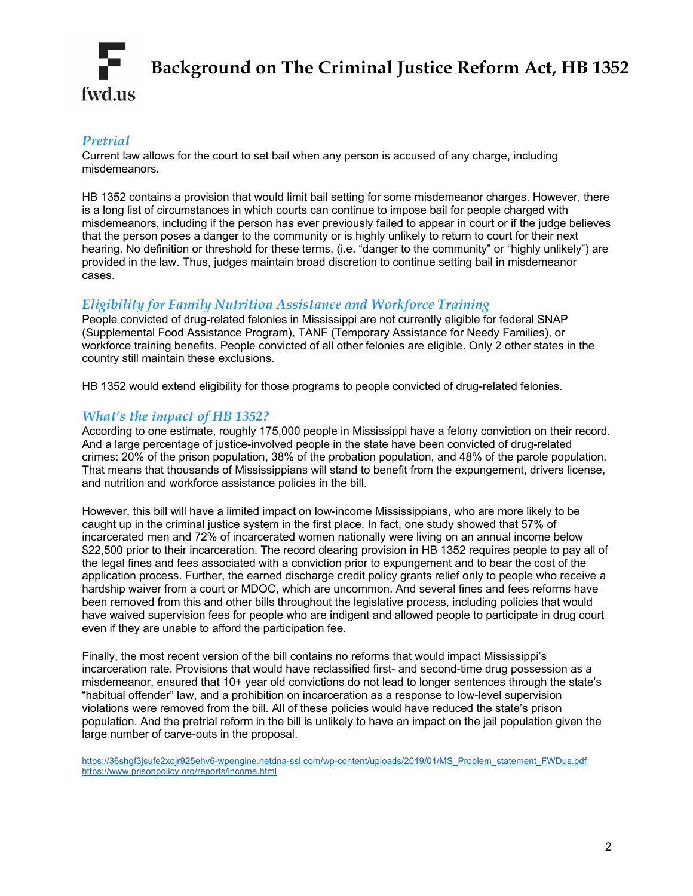# Background on The Criminal Justice Reform Act, HB 1352

## *Pretrial*

Current law allows for the court to set bail when any person is accused of any charge, including misdemeanors.

HB 1352 contains a provision that would limit bail setting for some misdemeanor charges. However, there is a long list of circumstances in which courts can continue to impose bail for people charged with misdemeanors, including if the person has ever previously failed to appear in court or if the judge believes that the person poses a danger to the community or is highly unlikely to return to court for their next hearing. No definition or threshold for these terms, (i.e. "danger to the community" or "highly unlikely") are provided in the law. Thus, judges maintain broad discretion to continue setting bail in misdemeanor cases.

## *Eligibility for Family Nutrition Assistance and Workforce Training*

People convicted of drug-related felonies in Mississippi are not currently eligible for federal SNAP (Supplemental Food Assistance Program), TANF (Temporary Assistance for Needy Families), or workforce training benefits. People convicted of all other felonies are eligible. Only 2 other states in the country still maintain these exclusions.

HB 1352 would extend eligibility for those programs to people convicted of drug-related felonies.

## *What's the impact of HB 1352?*

According to one estimate, roughly 175,000 people in Mississippi have a felony conviction on their record. And a large percentage of justice-involved people in the state have been convicted of drug-related crimes: 20% of the prison population, 38% of the probation population, and 48% of the parole population. That means that thousands of Mississippians will stand to benefit from the expungement, drivers license, and nutrition and workforce assistance policies in the bill.

However, this bill will have a limited impact on low-income Mississippians, who are more likely to be caught up in the criminal justice system in the first place. In fact, one study showed that 57% of incarcerated men and 72% of incarcerated women nationally were living on an annual income below $22,500 prior to their incarceration. The record clearing provision in HB 1352 requires people to pay all of the legal fines and fees associated with a conviction prior to expungement and to bear the cost of the application process. Further, the earned discharge credit policy grants relief only to people who receive a hardship waiver from a court or MDOC, which are uncommon. And several fines and fees reforms have been removed from this and other bills throughout the legislative process, including policies that would have waived supervision fees for people who are indigent and allowed people to participate in drug court even if they are unable to afford the participation fee.

Finally, the most recent version of the bill contains no reforms that would impact Mississippi's incarceration rate. Provisions that would have reclassified first- and second-time drug possession as a misdemeanor, ensured that 10+ year old convictions do not lead to longer sentences through the state's "habitual offender" law, and a prohibition on incarceration as a response to low-level supervision violations were removed from the bill. All of these policies would have reduced the state's prison population. And the pretrial reform in the bill is unlikely to have an impact on the jail population given the large number of carve-outs in the proposal.

https://36shgf3jsufe2xojr925ehv6-wpengine.netdna-ssl.com/wp-content/uploads/2019/01/MS_Problem_statement_FWDus.pdf
https://www.prisonpolicy.org/reports/income.html